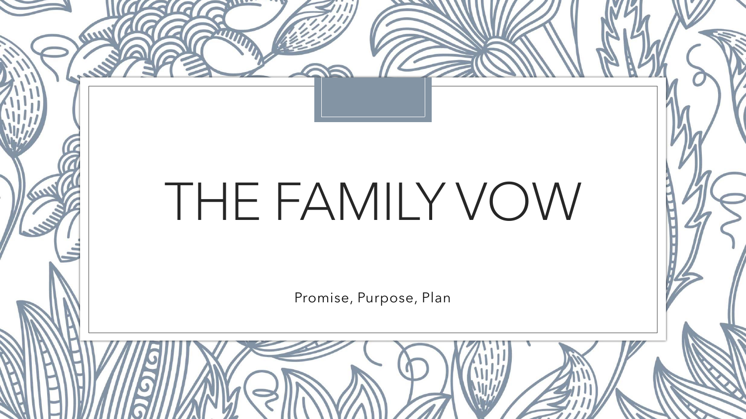# THE FAMILY VOW

Promise, Purpose, Plan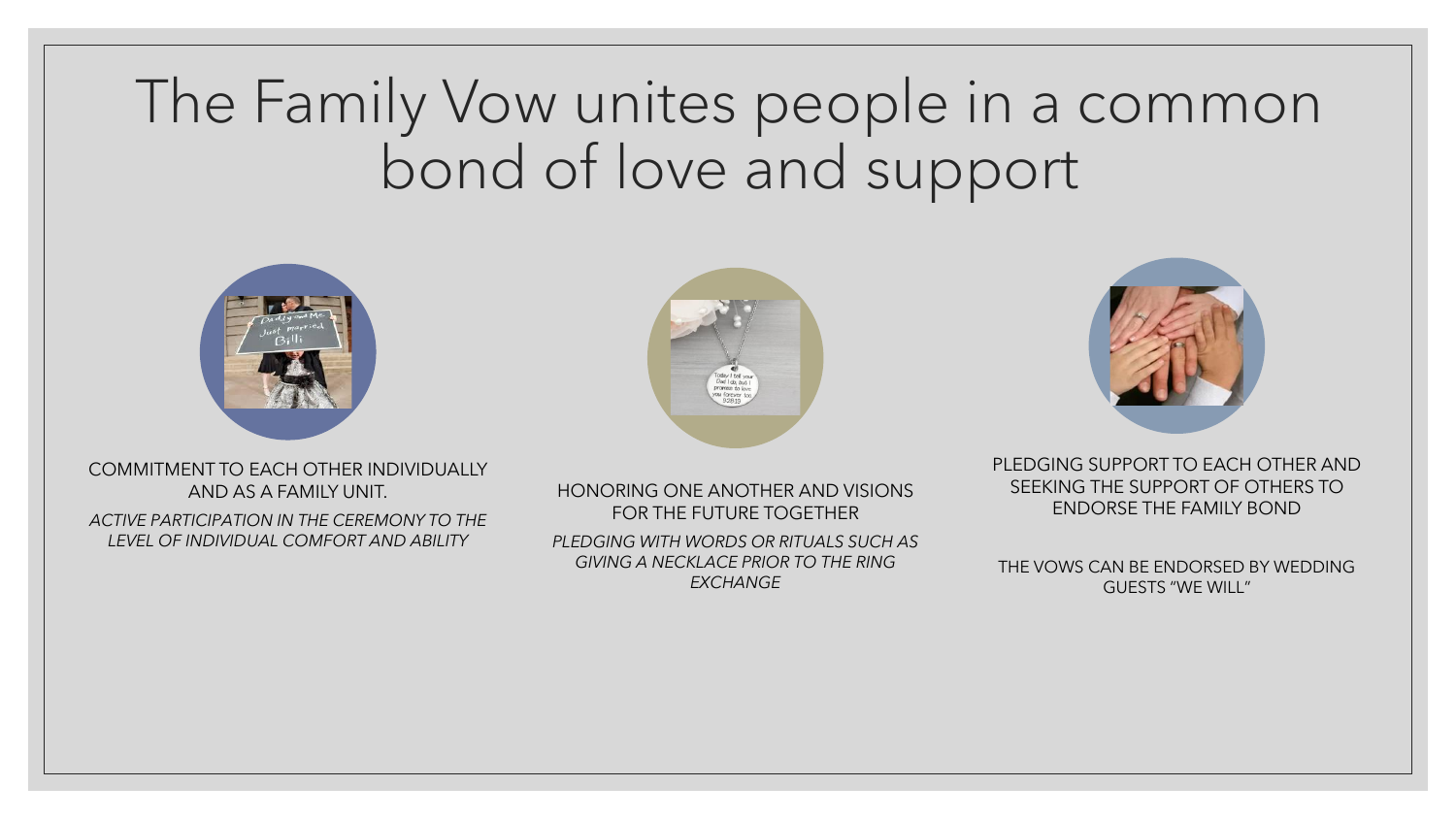# The Family Vow unites people in a common bond of love and support

COMMITMENT TO EACH OTHER INDIVIDUALLY AND AS A FAMILY UNIT.

*ACTIVE PARTICIPATION IN THE CEREMONY TO THE LEVEL OF INDIVIDUAL COMFORT AND ABILITY*

HONORING ONE ANOTHER AND VISIONS FOR THE FUTURE TOGETHER

*PLEDGING WITH WORDS OR RITUALS SUCH AS GIVING A NECKLACE PRIOR TO THE RING EXCHANGE*

PLEDGING SUPPORT TO EACH OTHER AND SEEKING THE SUPPORT OF OTHERS TO ENDORSE THE FAMILY BOND

THE VOWS CAN BE ENDORSED BY WEDDING GUESTS "WE WILL"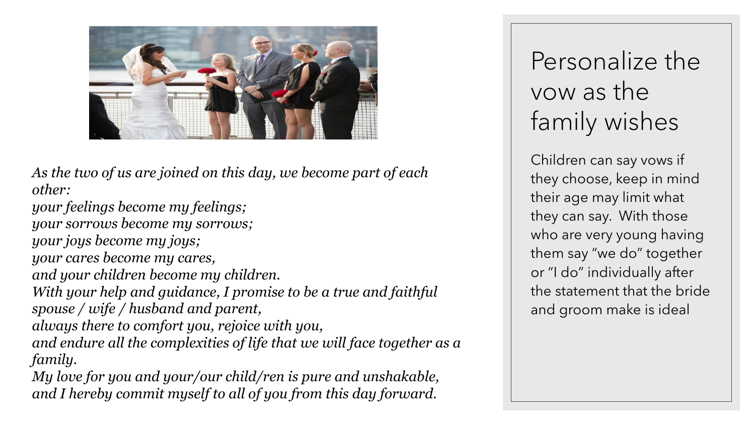*As the two of us are joined on this day, we become part of each other:*
*your feelings become my feelings;*
*your sorrows become my sorrows;*
*your joys become my joys;*
*your cares become my cares,*
*and your children become my children.*
*With your help and guidance, I promise to be a true and faithful spouse / wife / husband and parent,*
*always there to comfort you, rejoice with you,*
*and endure all the complexities of life that we will face together as a family.*
*My love for you and your/our child/ren is pure and unshakable,*
*and I hereby commit myself to all of you from this day forward.*

# Personalize the vow as the family wishes

Children can say vows if they choose, keep in mind their age may limit what they can say. With those who are very young having them say "we do" together or "I do" individually after the statement that the bride and groom make is ideal